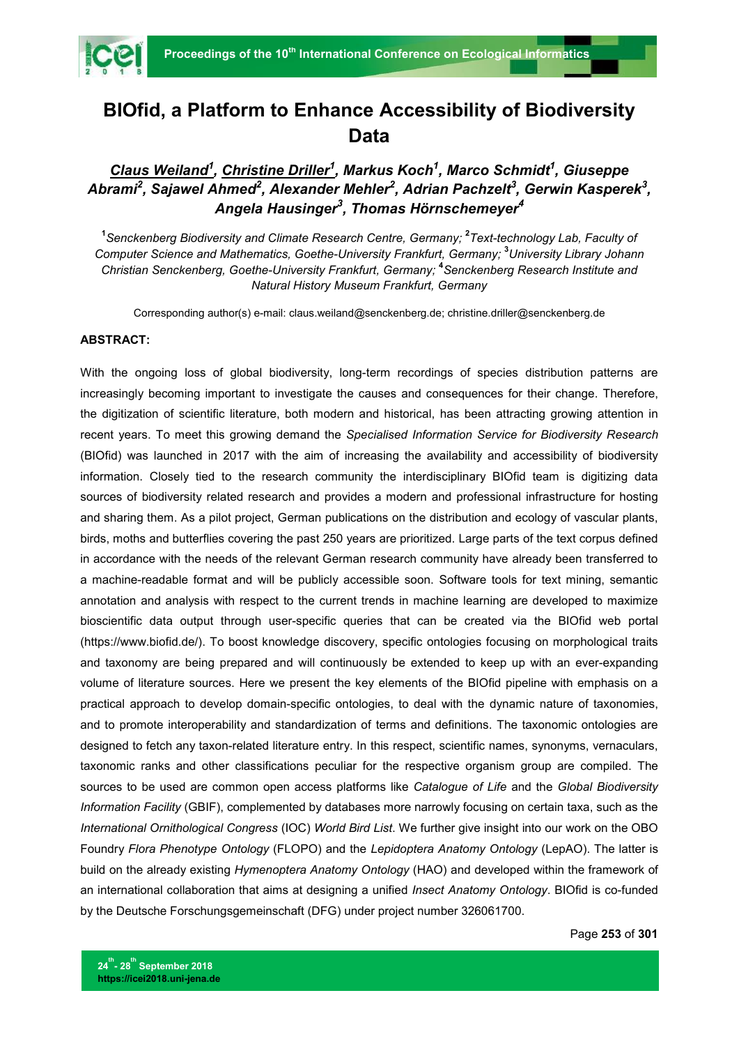# BIOfid, a Platform to Enhance Accessibility of Biodiversity Data

***Claus Weiland*[1], *Christine Driller*[1], *Markus Koch*[1], *Marco Schmidt*[1], *Giuseppe Abrami*[2], *Sajawel Ahmed*[2], *Alexander Mehler*[2], *Adrian Pachzelt*[3], *Gerwin Kasperek*[3], *Angela Hausinger*[3], *Thomas Hörnschemeyer*[4]**

[1]*Senckenberg Biodiversity and Climate Research Centre, Germany;* [2]*Text-technology Lab, Faculty of Computer Science and Mathematics, Goethe-University Frankfurt, Germany;* [3]*University Library Johann Christian Senckenberg, Goethe-University Frankfurt, Germany;* [4]*Senckenberg Research Institute and Natural History Museum Frankfurt, Germany*

Corresponding author(s) e-mail: claus.weiland@senckenberg.de; christine.driller@senckenberg.de

**ABSTRACT:**

With the ongoing loss of global biodiversity, long-term recordings of species distribution patterns are increasingly becoming important to investigate the causes and consequences for their change. Therefore, the digitization of scientific literature, both modern and historical, has been attracting growing attention in recent years. To meet this growing demand the *Specialised Information Service for Biodiversity Research* (BIOfid) was launched in 2017 with the aim of increasing the availability and accessibility of biodiversity information. Closely tied to the research community the interdisciplinary BIOfid team is digitizing data sources of biodiversity related research and provides a modern and professional infrastructure for hosting and sharing them. As a pilot project, German publications on the distribution and ecology of vascular plants, birds, moths and butterflies covering the past 250 years are prioritized. Large parts of the text corpus defined in accordance with the needs of the relevant German research community have already been transferred to a machine-readable format and will be publicly accessible soon. Software tools for text mining, semantic annotation and analysis with respect to the current trends in machine learning are developed to maximize bioscientific data output through user-specific queries that can be created via the BIOfid web portal (https://www.biofid.de/). To boost knowledge discovery, specific ontologies focusing on morphological traits and taxonomy are being prepared and will continuously be extended to keep up with an ever-expanding volume of literature sources. Here we present the key elements of the BIOfid pipeline with emphasis on a practical approach to develop domain-specific ontologies, to deal with the dynamic nature of taxonomies, and to promote interoperability and standardization of terms and definitions. The taxonomic ontologies are designed to fetch any taxon-related literature entry. In this respect, scientific names, synonyms, vernaculars, taxonomic ranks and other classifications peculiar for the respective organism group are compiled. The sources to be used are common open access platforms like *Catalogue of Life* and the *Global Biodiversity Information Facility* (GBIF), complemented by databases more narrowly focusing on certain taxa, such as the *International Ornithological Congress* (IOC) *World Bird List*. We further give insight into our work on the OBO Foundry *Flora Phenotype Ontology* (FLOPO) and the *Lepidoptera Anatomy Ontology* (LepAO). The latter is build on the already existing *Hymenoptera Anatomy Ontology* (HAO) and developed within the framework of an international collaboration that aims at designing a unified *Insect Anatomy Ontology*. BIOfid is co-funded by the Deutsche Forschungsgemeinschaft (DFG) under project number 326061700.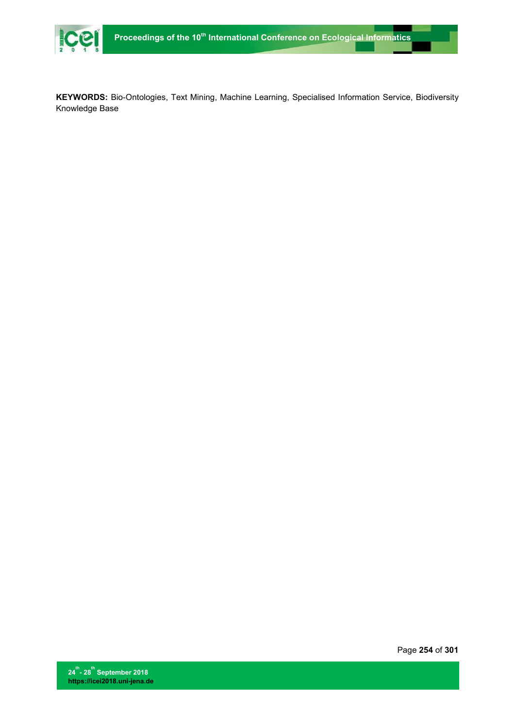**KEYWORDS:** Bio-Ontologies, Text Mining, Machine Learning, Specialised Information Service, Biodiversity Knowledge Base